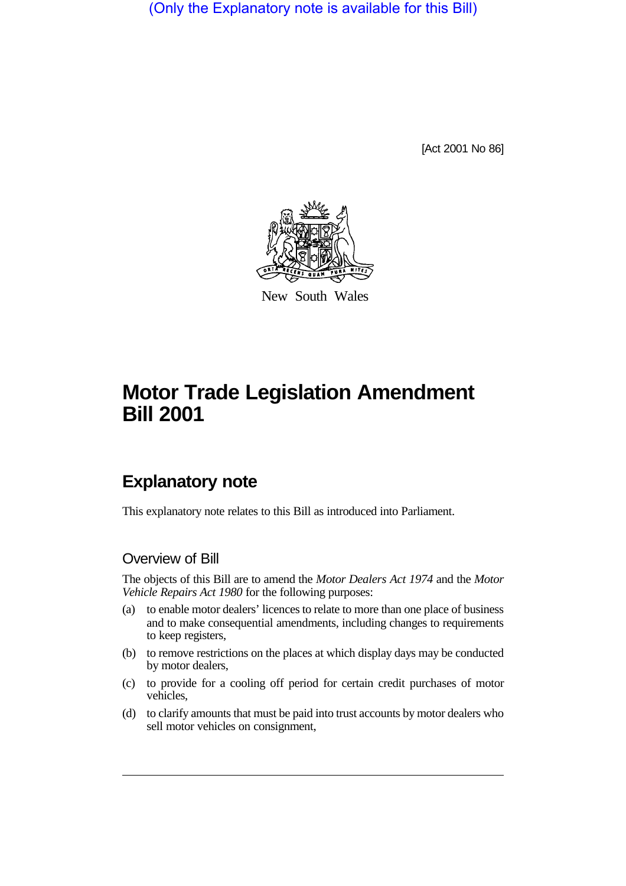(Only the Explanatory note is available for this Bill)

[Act 2001 No 86]

New South Wales

# Motor Trade Legislation Amendment Bill 2001

## Explanatory note

This explanatory note relates to this Bill as introduced into Parliament.

### Overview of Bill

The objects of this Bill are to amend the *Motor Dealers Act 1974* and the *Motor Vehicle Repairs Act 1980* for the following purposes:

(a) to enable motor dealers' licences to relate to more than one place of business and to make consequential amendments, including changes to requirements to keep registers,

(b) to remove restrictions on the places at which display days may be conducted by motor dealers,

(c) to provide for a cooling off period for certain credit purchases of motor vehicles,

(d) to clarify amounts that must be paid into trust accounts by motor dealers who sell motor vehicles on consignment,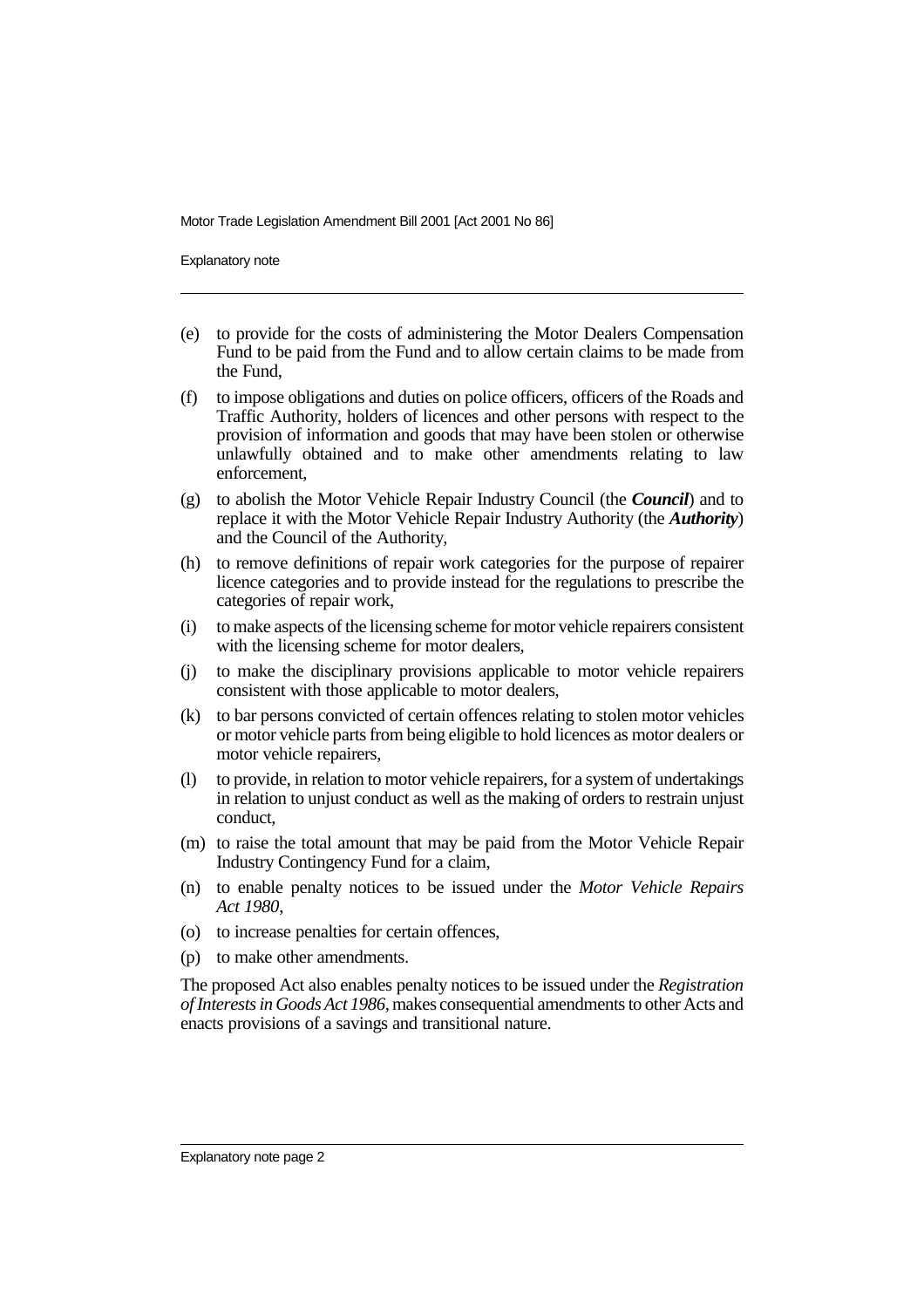(e) to provide for the costs of administering the Motor Dealers Compensation Fund to be paid from the Fund and to allow certain claims to be made from the Fund,

(f) to impose obligations and duties on police officers, officers of the Roads and Traffic Authority, holders of licences and other persons with respect to the provision of information and goods that may have been stolen or otherwise unlawfully obtained and to make other amendments relating to law enforcement,

(g) to abolish the Motor Vehicle Repair Industry Council (the ***Council***) and to replace it with the Motor Vehicle Repair Industry Authority (the ***Authority***) and the Council of the Authority,

(h) to remove definitions of repair work categories for the purpose of repairer licence categories and to provide instead for the regulations to prescribe the categories of repair work,

(i) to make aspects of the licensing scheme for motor vehicle repairers consistent with the licensing scheme for motor dealers,

(j) to make the disciplinary provisions applicable to motor vehicle repairers consistent with those applicable to motor dealers,

(k) to bar persons convicted of certain offences relating to stolen motor vehicles or motor vehicle parts from being eligible to hold licences as motor dealers or motor vehicle repairers,

(l) to provide, in relation to motor vehicle repairers, for a system of undertakings in relation to unjust conduct as well as the making of orders to restrain unjust conduct,

(m) to raise the total amount that may be paid from the Motor Vehicle Repair Industry Contingency Fund for a claim,

(n) to enable penalty notices to be issued under the *Motor Vehicle Repairs Act 1980*,

(o) to increase penalties for certain offences,

(p) to make other amendments.

The proposed Act also enables penalty notices to be issued under the *Registration of Interests in Goods Act 1986*, makes consequential amendments to other Acts and enacts provisions of a savings and transitional nature.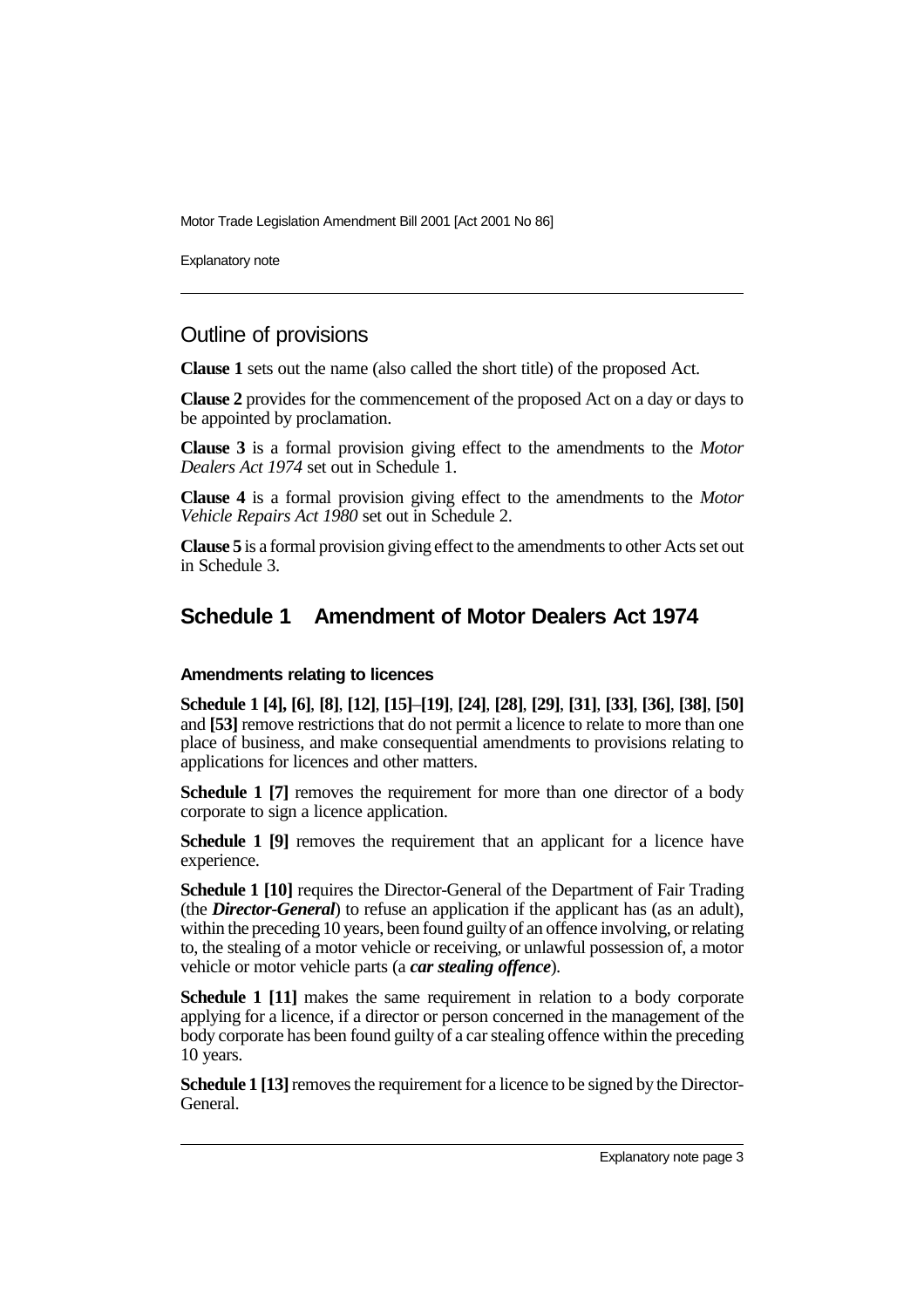## Outline of provisions

**Clause 1** sets out the name (also called the short title) of the proposed Act.

**Clause 2** provides for the commencement of the proposed Act on a day or days to be appointed by proclamation.

**Clause 3** is a formal provision giving effect to the amendments to the *Motor Dealers Act 1974* set out in Schedule 1.

**Clause 4** is a formal provision giving effect to the amendments to the *Motor Vehicle Repairs Act 1980* set out in Schedule 2.

**Clause 5** is a formal provision giving effect to the amendments to other Acts set out in Schedule 3.

## Schedule 1 Amendment of Motor Dealers Act 1974

#### Amendments relating to licences

**Schedule 1 [4], [6]**, **[8]**, **[12]**, **[15]–[19]**, **[24]**, **[28]**, **[29]**, **[31]**, **[33]**, **[36]**, **[38]**, **[50]** and **[53]** remove restrictions that do not permit a licence to relate to more than one place of business, and make consequential amendments to provisions relating to applications for licences and other matters.

**Schedule 1 [7]** removes the requirement for more than one director of a body corporate to sign a licence application.

**Schedule 1 [9]** removes the requirement that an applicant for a licence have experience.

**Schedule 1 [10]** requires the Director-General of the Department of Fair Trading (the ***Director-General***) to refuse an application if the applicant has (as an adult), within the preceding 10 years, been found guilty of an offence involving, or relating to, the stealing of a motor vehicle or receiving, or unlawful possession of, a motor vehicle or motor vehicle parts (a ***car stealing offence***).

**Schedule 1 [11]** makes the same requirement in relation to a body corporate applying for a licence, if a director or person concerned in the management of the body corporate has been found guilty of a car stealing offence within the preceding 10 years.

**Schedule 1 [13]** removes the requirement for a licence to be signed by the Director-General.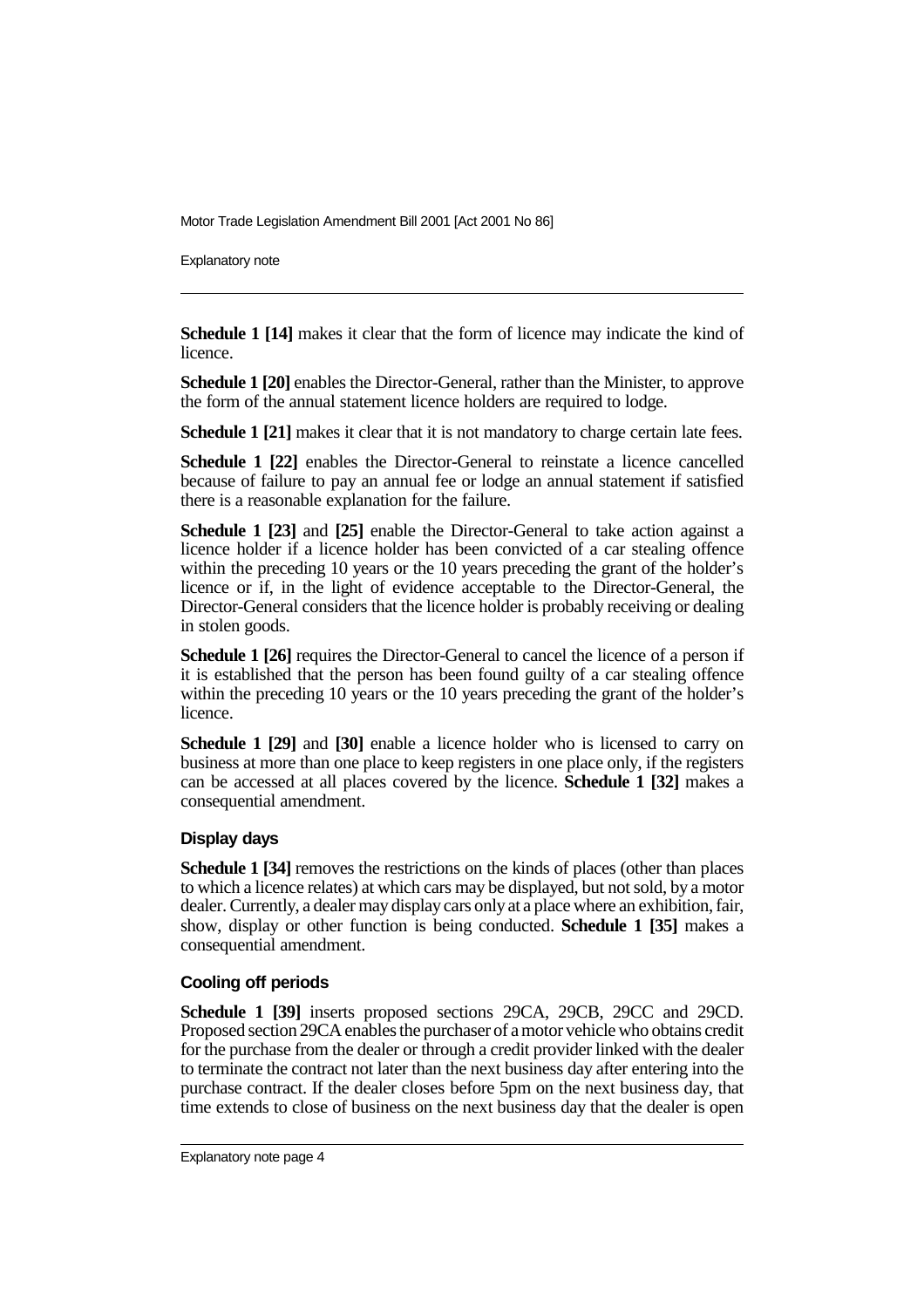**Schedule 1 [14]** makes it clear that the form of licence may indicate the kind of licence.

**Schedule 1 [20]** enables the Director-General, rather than the Minister, to approve the form of the annual statement licence holders are required to lodge.

**Schedule 1 [21]** makes it clear that it is not mandatory to charge certain late fees.

**Schedule 1 [22]** enables the Director-General to reinstate a licence cancelled because of failure to pay an annual fee or lodge an annual statement if satisfied there is a reasonable explanation for the failure.

**Schedule 1 [23]** and **[25]** enable the Director-General to take action against a licence holder if a licence holder has been convicted of a car stealing offence within the preceding 10 years or the 10 years preceding the grant of the holder's licence or if, in the light of evidence acceptable to the Director-General, the Director-General considers that the licence holder is probably receiving or dealing in stolen goods.

**Schedule 1 [26]** requires the Director-General to cancel the licence of a person if it is established that the person has been found guilty of a car stealing offence within the preceding 10 years or the 10 years preceding the grant of the holder's licence.

**Schedule 1 [29]** and **[30]** enable a licence holder who is licensed to carry on business at more than one place to keep registers in one place only, if the registers can be accessed at all places covered by the licence. **Schedule 1 [32]** makes a consequential amendment.

### Display days

**Schedule 1 [34]** removes the restrictions on the kinds of places (other than places to which a licence relates) at which cars may be displayed, but not sold, by a motor dealer. Currently, a dealer may display cars only at a place where an exhibition, fair, show, display or other function is being conducted. **Schedule 1 [35]** makes a consequential amendment.

### Cooling off periods

**Schedule 1 [39]** inserts proposed sections 29CA, 29CB, 29CC and 29CD. Proposed section 29CA enables the purchaser of a motor vehicle who obtains credit for the purchase from the dealer or through a credit provider linked with the dealer to terminate the contract not later than the next business day after entering into the purchase contract. If the dealer closes before 5pm on the next business day, that time extends to close of business on the next business day that the dealer is open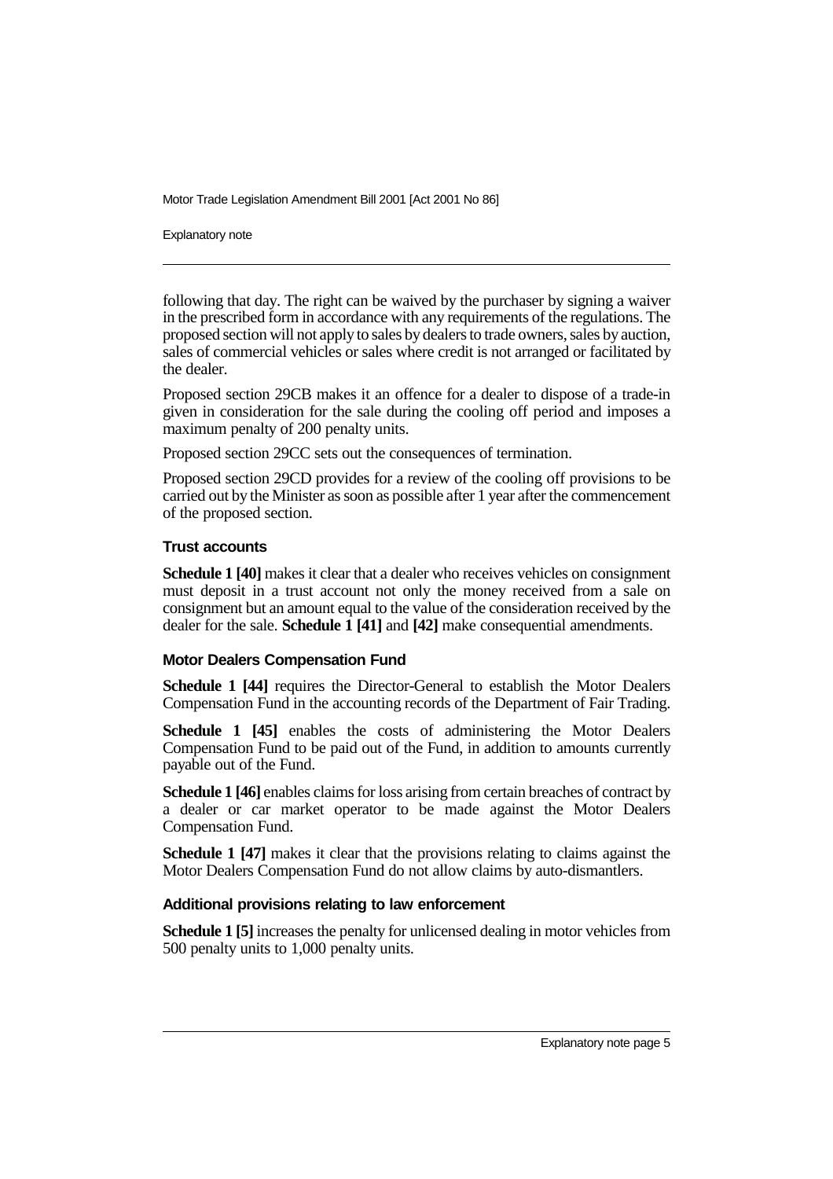following that day. The right can be waived by the purchaser by signing a waiver in the prescribed form in accordance with any requirements of the regulations. The proposed section will not apply to sales by dealers to trade owners, sales by auction, sales of commercial vehicles or sales where credit is not arranged or facilitated by the dealer.

Proposed section 29CB makes it an offence for a dealer to dispose of a trade-in given in consideration for the sale during the cooling off period and imposes a maximum penalty of 200 penalty units.

Proposed section 29CC sets out the consequences of termination.

Proposed section 29CD provides for a review of the cooling off provisions to be carried out by the Minister as soon as possible after 1 year after the commencement of the proposed section.

### Trust accounts

**Schedule 1 [40]** makes it clear that a dealer who receives vehicles on consignment must deposit in a trust account not only the money received from a sale on consignment but an amount equal to the value of the consideration received by the dealer for the sale. **Schedule 1 [41]** and **[42]** make consequential amendments.

### Motor Dealers Compensation Fund

**Schedule 1 [44]** requires the Director-General to establish the Motor Dealers Compensation Fund in the accounting records of the Department of Fair Trading.

**Schedule 1 [45]** enables the costs of administering the Motor Dealers Compensation Fund to be paid out of the Fund, in addition to amounts currently payable out of the Fund.

**Schedule 1 [46]** enables claims for loss arising from certain breaches of contract by a dealer or car market operator to be made against the Motor Dealers Compensation Fund.

**Schedule 1 [47]** makes it clear that the provisions relating to claims against the Motor Dealers Compensation Fund do not allow claims by auto-dismantlers.

### Additional provisions relating to law enforcement

**Schedule 1 [5]** increases the penalty for unlicensed dealing in motor vehicles from 500 penalty units to 1,000 penalty units.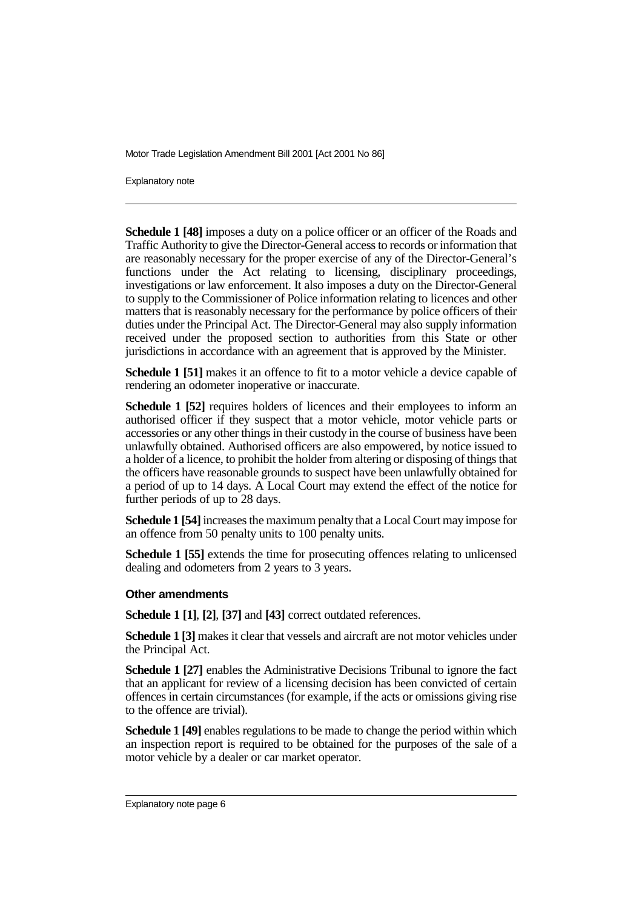**Schedule 1 [48]** imposes a duty on a police officer or an officer of the Roads and Traffic Authority to give the Director-General access to records or information that are reasonably necessary for the proper exercise of any of the Director-General's functions under the Act relating to licensing, disciplinary proceedings, investigations or law enforcement. It also imposes a duty on the Director-General to supply to the Commissioner of Police information relating to licences and other matters that is reasonably necessary for the performance by police officers of their duties under the Principal Act. The Director-General may also supply information received under the proposed section to authorities from this State or other jurisdictions in accordance with an agreement that is approved by the Minister.

**Schedule 1 [51]** makes it an offence to fit to a motor vehicle a device capable of rendering an odometer inoperative or inaccurate.

**Schedule 1 [52]** requires holders of licences and their employees to inform an authorised officer if they suspect that a motor vehicle, motor vehicle parts or accessories or any other things in their custody in the course of business have been unlawfully obtained. Authorised officers are also empowered, by notice issued to a holder of a licence, to prohibit the holder from altering or disposing of things that the officers have reasonable grounds to suspect have been unlawfully obtained for a period of up to 14 days. A Local Court may extend the effect of the notice for further periods of up to 28 days.

**Schedule 1 [54]** increases the maximum penalty that a Local Court may impose for an offence from 50 penalty units to 100 penalty units.

**Schedule 1 [55]** extends the time for prosecuting offences relating to unlicensed dealing and odometers from 2 years to 3 years.

#### Other amendments

**Schedule 1 [1]**, **[2]**, **[37]** and **[43]** correct outdated references.

**Schedule 1 [3]** makes it clear that vessels and aircraft are not motor vehicles under the Principal Act.

**Schedule 1 [27]** enables the Administrative Decisions Tribunal to ignore the fact that an applicant for review of a licensing decision has been convicted of certain offences in certain circumstances (for example, if the acts or omissions giving rise to the offence are trivial).

**Schedule 1 [49]** enables regulations to be made to change the period within which an inspection report is required to be obtained for the purposes of the sale of a motor vehicle by a dealer or car market operator.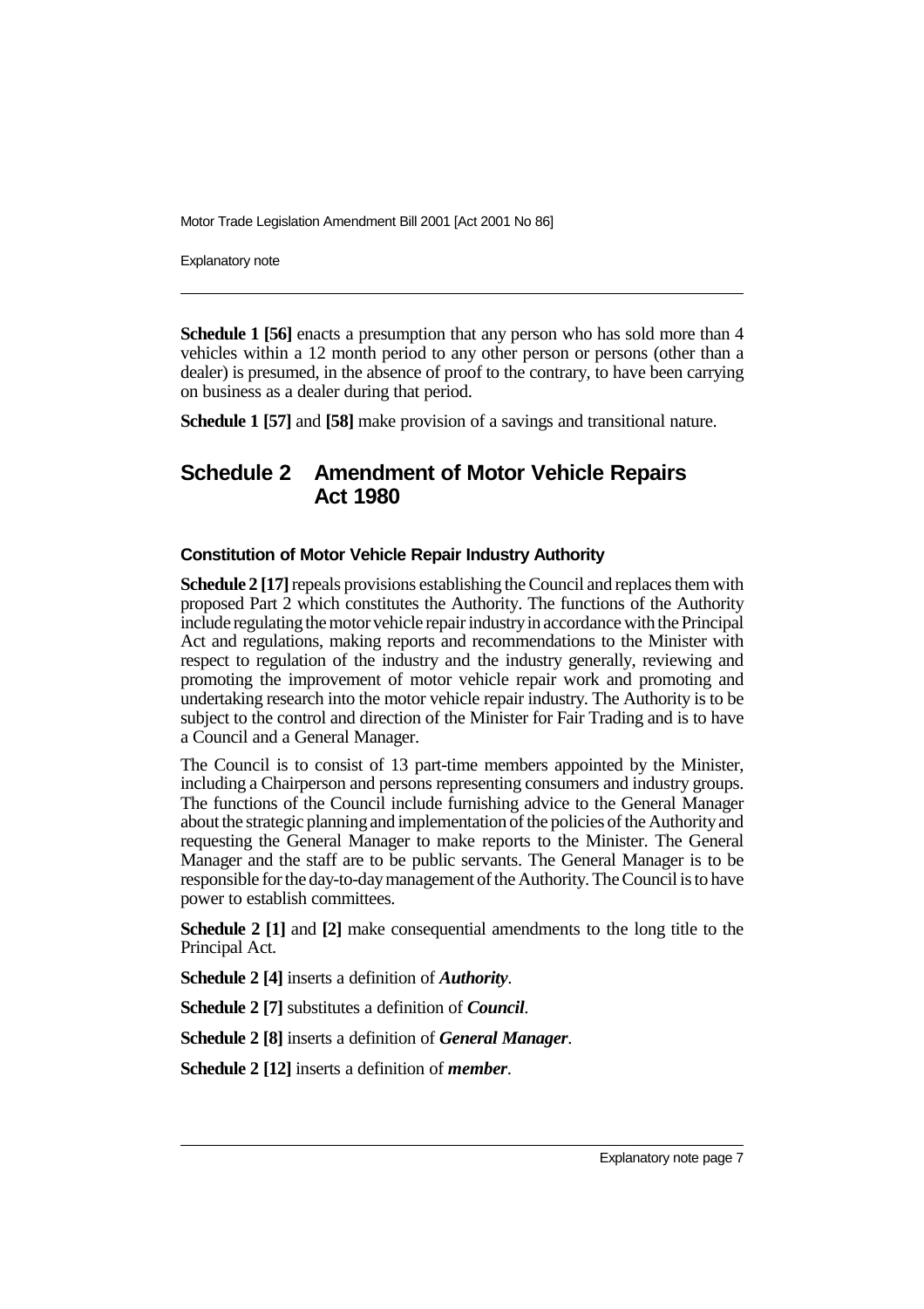**Schedule 1 [56]** enacts a presumption that any person who has sold more than 4 vehicles within a 12 month period to any other person or persons (other than a dealer) is presumed, in the absence of proof to the contrary, to have been carrying on business as a dealer during that period.

**Schedule 1 [57]** and **[58]** make provision of a savings and transitional nature.

## Schedule 2 Amendment of Motor Vehicle Repairs Act 1980

### Constitution of Motor Vehicle Repair Industry Authority

**Schedule 2 [17]** repeals provisions establishing the Council and replaces them with proposed Part 2 which constitutes the Authority. The functions of the Authority include regulating the motor vehicle repair industry in accordance with the Principal Act and regulations, making reports and recommendations to the Minister with respect to regulation of the industry and the industry generally, reviewing and promoting the improvement of motor vehicle repair work and promoting and undertaking research into the motor vehicle repair industry. The Authority is to be subject to the control and direction of the Minister for Fair Trading and is to have a Council and a General Manager.

The Council is to consist of 13 part-time members appointed by the Minister, including a Chairperson and persons representing consumers and industry groups. The functions of the Council include furnishing advice to the General Manager about the strategic planning and implementation of the policies of the Authority and requesting the General Manager to make reports to the Minister. The General Manager and the staff are to be public servants. The General Manager is to be responsible for the day-to-day management of the Authority. The Council is to have power to establish committees.

**Schedule 2 [1]** and **[2]** make consequential amendments to the long title to the Principal Act.

**Schedule 2 [4]** inserts a definition of ***Authority***.

**Schedule 2 [7]** substitutes a definition of ***Council***.

**Schedule 2 [8]** inserts a definition of ***General Manager***.

**Schedule 2 [12]** inserts a definition of ***member***.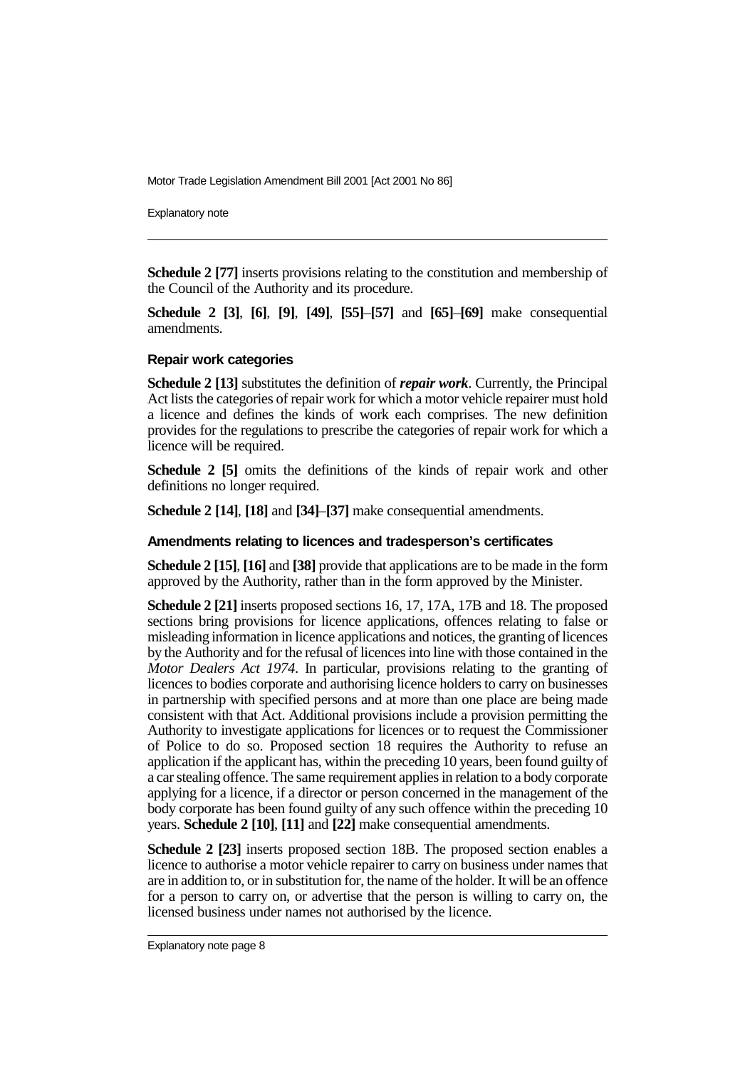**Schedule 2 [77]** inserts provisions relating to the constitution and membership of the Council of the Authority and its procedure.

**Schedule 2 [3]**, **[6]**, **[9]**, **[49]**, **[55]**–**[57]** and **[65]**–**[69]** make consequential amendments.

### Repair work categories

**Schedule 2 [13]** substitutes the definition of ***repair work***. Currently, the Principal Act lists the categories of repair work for which a motor vehicle repairer must hold a licence and defines the kinds of work each comprises. The new definition provides for the regulations to prescribe the categories of repair work for which a licence will be required.

**Schedule 2 [5]** omits the definitions of the kinds of repair work and other definitions no longer required.

**Schedule 2 [14]**, **[18]** and **[34]**–**[37]** make consequential amendments.

### Amendments relating to licences and tradesperson's certificates

**Schedule 2 [15]**, **[16]** and **[38]** provide that applications are to be made in the form approved by the Authority, rather than in the form approved by the Minister.

**Schedule 2 [21]** inserts proposed sections 16, 17, 17A, 17B and 18. The proposed sections bring provisions for licence applications, offences relating to false or misleading information in licence applications and notices, the granting of licences by the Authority and for the refusal of licences into line with those contained in the *Motor Dealers Act 1974*. In particular, provisions relating to the granting of licences to bodies corporate and authorising licence holders to carry on businesses in partnership with specified persons and at more than one place are being made consistent with that Act. Additional provisions include a provision permitting the Authority to investigate applications for licences or to request the Commissioner of Police to do so. Proposed section 18 requires the Authority to refuse an application if the applicant has, within the preceding 10 years, been found guilty of a car stealing offence. The same requirement applies in relation to a body corporate applying for a licence, if a director or person concerned in the management of the body corporate has been found guilty of any such offence within the preceding 10 years. **Schedule 2 [10]**, **[11]** and **[22]** make consequential amendments.

**Schedule 2 [23]** inserts proposed section 18B. The proposed section enables a licence to authorise a motor vehicle repairer to carry on business under names that are in addition to, or in substitution for, the name of the holder. It will be an offence for a person to carry on, or advertise that the person is willing to carry on, the licensed business under names not authorised by the licence.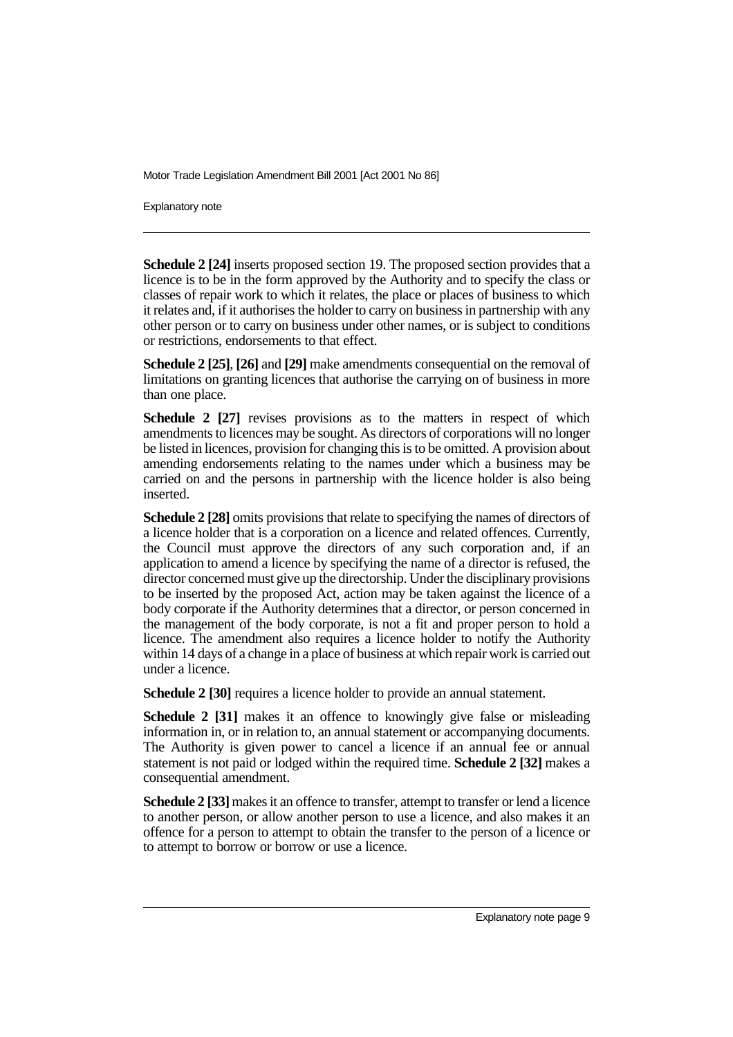**Schedule 2 [24]** inserts proposed section 19. The proposed section provides that a licence is to be in the form approved by the Authority and to specify the class or classes of repair work to which it relates, the place or places of business to which it relates and, if it authorises the holder to carry on business in partnership with any other person or to carry on business under other names, or is subject to conditions or restrictions, endorsements to that effect.

**Schedule 2 [25]**, **[26]** and **[29]** make amendments consequential on the removal of limitations on granting licences that authorise the carrying on of business in more than one place.

**Schedule 2 [27]** revises provisions as to the matters in respect of which amendments to licences may be sought. As directors of corporations will no longer be listed in licences, provision for changing this is to be omitted. A provision about amending endorsements relating to the names under which a business may be carried on and the persons in partnership with the licence holder is also being inserted.

**Schedule 2 [28]** omits provisions that relate to specifying the names of directors of a licence holder that is a corporation on a licence and related offences. Currently, the Council must approve the directors of any such corporation and, if an application to amend a licence by specifying the name of a director is refused, the director concerned must give up the directorship. Under the disciplinary provisions to be inserted by the proposed Act, action may be taken against the licence of a body corporate if the Authority determines that a director, or person concerned in the management of the body corporate, is not a fit and proper person to hold a licence. The amendment also requires a licence holder to notify the Authority within 14 days of a change in a place of business at which repair work is carried out under a licence.

**Schedule 2 [30]** requires a licence holder to provide an annual statement.

**Schedule 2 [31]** makes it an offence to knowingly give false or misleading information in, or in relation to, an annual statement or accompanying documents. The Authority is given power to cancel a licence if an annual fee or annual statement is not paid or lodged within the required time. **Schedule 2 [32]** makes a consequential amendment.

**Schedule 2 [33]** makes it an offence to transfer, attempt to transfer or lend a licence to another person, or allow another person to use a licence, and also makes it an offence for a person to attempt to obtain the transfer to the person of a licence or to attempt to borrow or borrow or use a licence.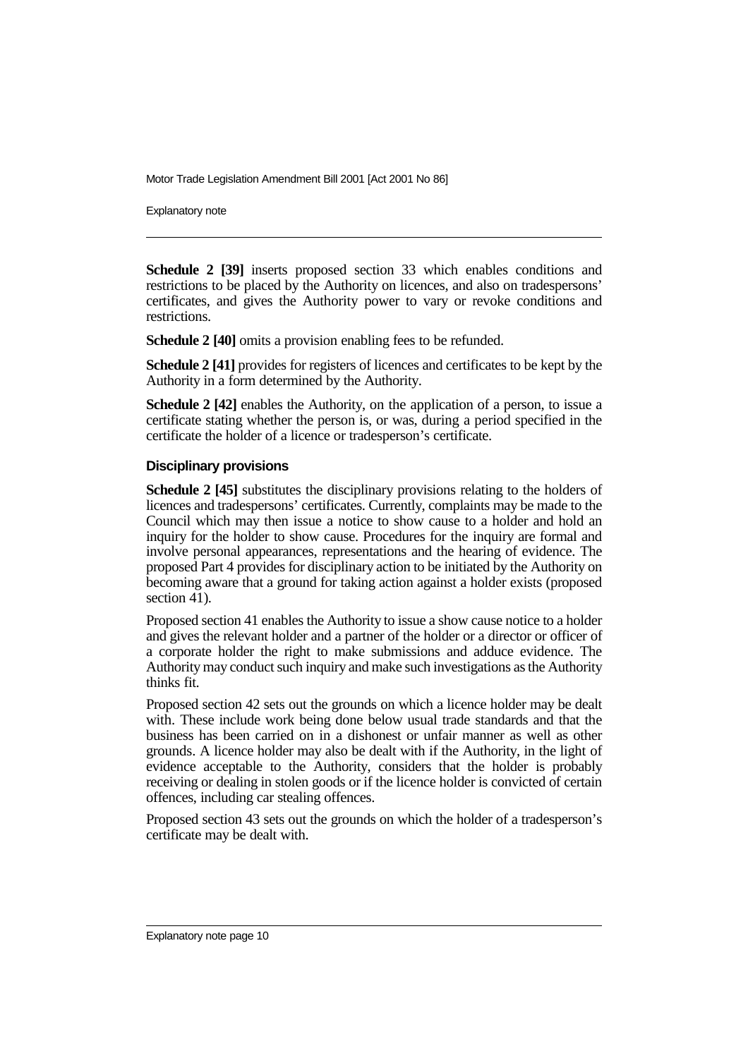**Schedule 2 [39]** inserts proposed section 33 which enables conditions and restrictions to be placed by the Authority on licences, and also on tradespersons' certificates, and gives the Authority power to vary or revoke conditions and restrictions.

**Schedule 2 [40]** omits a provision enabling fees to be refunded.

**Schedule 2 [41]** provides for registers of licences and certificates to be kept by the Authority in a form determined by the Authority.

**Schedule 2 [42]** enables the Authority, on the application of a person, to issue a certificate stating whether the person is, or was, during a period specified in the certificate the holder of a licence or tradesperson's certificate.

#### Disciplinary provisions

**Schedule 2 [45]** substitutes the disciplinary provisions relating to the holders of licences and tradespersons' certificates. Currently, complaints may be made to the Council which may then issue a notice to show cause to a holder and hold an inquiry for the holder to show cause. Procedures for the inquiry are formal and involve personal appearances, representations and the hearing of evidence. The proposed Part 4 provides for disciplinary action to be initiated by the Authority on becoming aware that a ground for taking action against a holder exists (proposed section 41).

Proposed section 41 enables the Authority to issue a show cause notice to a holder and gives the relevant holder and a partner of the holder or a director or officer of a corporate holder the right to make submissions and adduce evidence. The Authority may conduct such inquiry and make such investigations as the Authority thinks fit.

Proposed section 42 sets out the grounds on which a licence holder may be dealt with. These include work being done below usual trade standards and that the business has been carried on in a dishonest or unfair manner as well as other grounds. A licence holder may also be dealt with if the Authority, in the light of evidence acceptable to the Authority, considers that the holder is probably receiving or dealing in stolen goods or if the licence holder is convicted of certain offences, including car stealing offences.

Proposed section 43 sets out the grounds on which the holder of a tradesperson's certificate may be dealt with.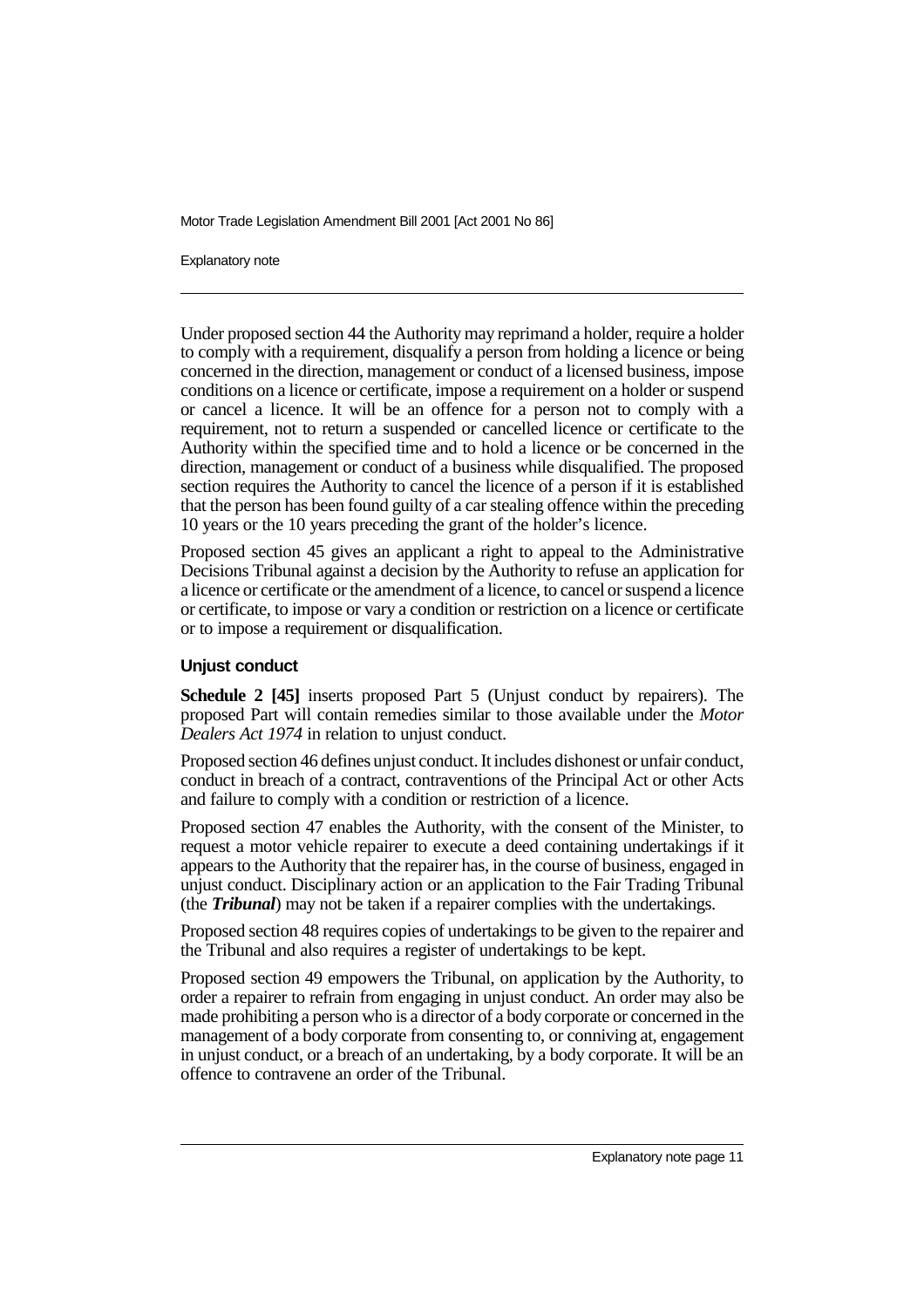Under proposed section 44 the Authority may reprimand a holder, require a holder to comply with a requirement, disqualify a person from holding a licence or being concerned in the direction, management or conduct of a licensed business, impose conditions on a licence or certificate, impose a requirement on a holder or suspend or cancel a licence. It will be an offence for a person not to comply with a requirement, not to return a suspended or cancelled licence or certificate to the Authority within the specified time and to hold a licence or be concerned in the direction, management or conduct of a business while disqualified. The proposed section requires the Authority to cancel the licence of a person if it is established that the person has been found guilty of a car stealing offence within the preceding 10 years or the 10 years preceding the grant of the holder's licence.

Proposed section 45 gives an applicant a right to appeal to the Administrative Decisions Tribunal against a decision by the Authority to refuse an application for a licence or certificate or the amendment of a licence, to cancel or suspend a licence or certificate, to impose or vary a condition or restriction on a licence or certificate or to impose a requirement or disqualification.

### Unjust conduct

**Schedule 2 [45]** inserts proposed Part 5 (Unjust conduct by repairers). The proposed Part will contain remedies similar to those available under the *Motor Dealers Act 1974* in relation to unjust conduct.

Proposed section 46 defines unjust conduct. It includes dishonest or unfair conduct, conduct in breach of a contract, contraventions of the Principal Act or other Acts and failure to comply with a condition or restriction of a licence.

Proposed section 47 enables the Authority, with the consent of the Minister, to request a motor vehicle repairer to execute a deed containing undertakings if it appears to the Authority that the repairer has, in the course of business, engaged in unjust conduct. Disciplinary action or an application to the Fair Trading Tribunal (the ***Tribunal***) may not be taken if a repairer complies with the undertakings.

Proposed section 48 requires copies of undertakings to be given to the repairer and the Tribunal and also requires a register of undertakings to be kept.

Proposed section 49 empowers the Tribunal, on application by the Authority, to order a repairer to refrain from engaging in unjust conduct. An order may also be made prohibiting a person who is a director of a body corporate or concerned in the management of a body corporate from consenting to, or conniving at, engagement in unjust conduct, or a breach of an undertaking, by a body corporate. It will be an offence to contravene an order of the Tribunal.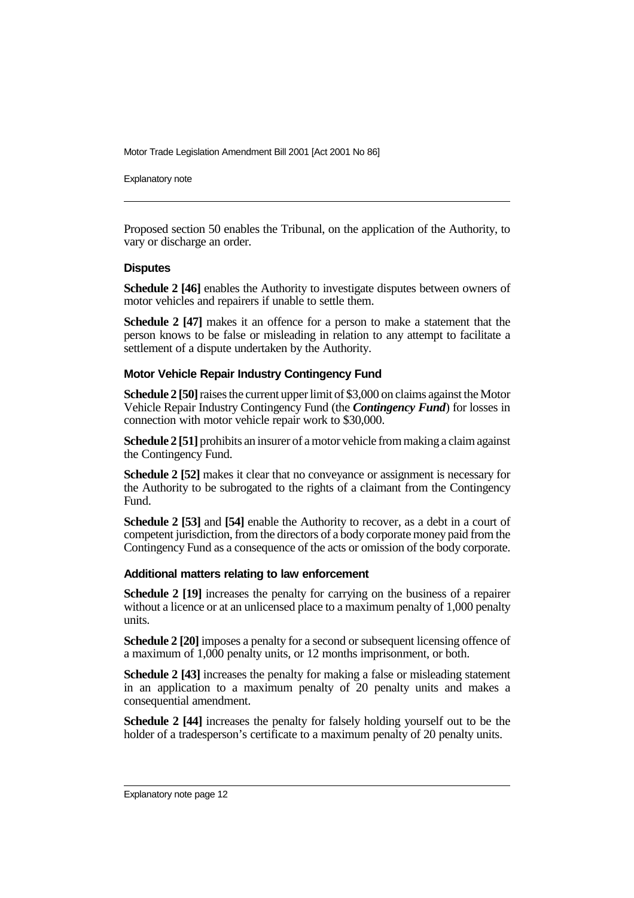Proposed section 50 enables the Tribunal, on the application of the Authority, to vary or discharge an order.

### Disputes

**Schedule 2 [46]** enables the Authority to investigate disputes between owners of motor vehicles and repairers if unable to settle them.

**Schedule 2 [47]** makes it an offence for a person to make a statement that the person knows to be false or misleading in relation to any attempt to facilitate a settlement of a dispute undertaken by the Authority.

### Motor Vehicle Repair Industry Contingency Fund

**Schedule 2 [50]** raises the current upper limit of $3,000 on claims against the Motor Vehicle Repair Industry Contingency Fund (the ***Contingency Fund***) for losses in connection with motor vehicle repair work to $30,000.

**Schedule 2 [51]** prohibits an insurer of a motor vehicle from making a claim against the Contingency Fund.

**Schedule 2 [52]** makes it clear that no conveyance or assignment is necessary for the Authority to be subrogated to the rights of a claimant from the Contingency Fund.

**Schedule 2 [53]** and **[54]** enable the Authority to recover, as a debt in a court of competent jurisdiction, from the directors of a body corporate money paid from the Contingency Fund as a consequence of the acts or omission of the body corporate.

### Additional matters relating to law enforcement

**Schedule 2 [19]** increases the penalty for carrying on the business of a repairer without a licence or at an unlicensed place to a maximum penalty of 1,000 penalty units.

**Schedule 2 [20]** imposes a penalty for a second or subsequent licensing offence of a maximum of 1,000 penalty units, or 12 months imprisonment, or both.

**Schedule 2 [43]** increases the penalty for making a false or misleading statement in an application to a maximum penalty of 20 penalty units and makes a consequential amendment.

**Schedule 2 [44]** increases the penalty for falsely holding yourself out to be the holder of a tradesperson's certificate to a maximum penalty of 20 penalty units.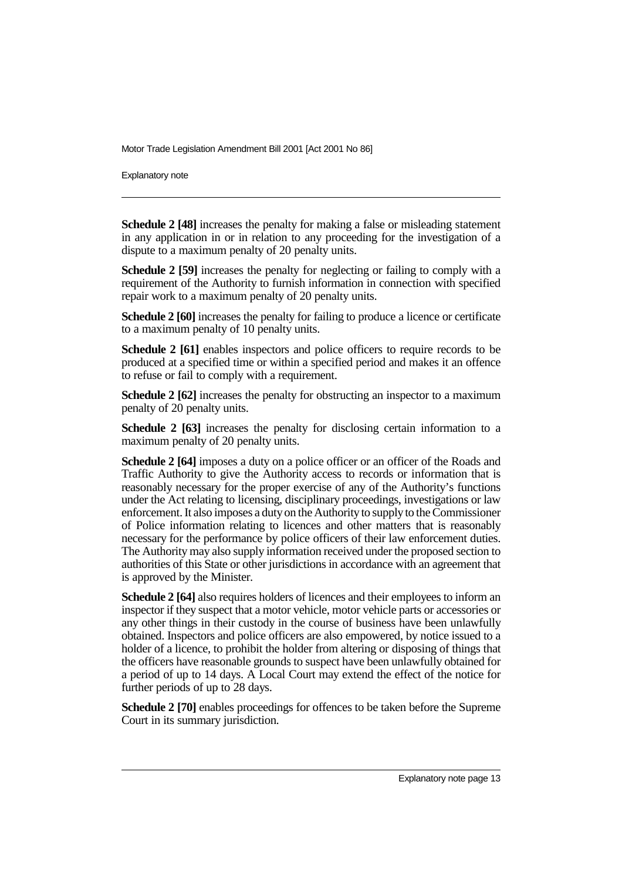**Schedule 2 [48]** increases the penalty for making a false or misleading statement in any application in or in relation to any proceeding for the investigation of a dispute to a maximum penalty of 20 penalty units.

**Schedule 2 [59]** increases the penalty for neglecting or failing to comply with a requirement of the Authority to furnish information in connection with specified repair work to a maximum penalty of 20 penalty units.

**Schedule 2 [60]** increases the penalty for failing to produce a licence or certificate to a maximum penalty of 10 penalty units.

**Schedule 2 [61]** enables inspectors and police officers to require records to be produced at a specified time or within a specified period and makes it an offence to refuse or fail to comply with a requirement.

**Schedule 2 [62]** increases the penalty for obstructing an inspector to a maximum penalty of 20 penalty units.

**Schedule 2 [63]** increases the penalty for disclosing certain information to a maximum penalty of 20 penalty units.

**Schedule 2 [64]** imposes a duty on a police officer or an officer of the Roads and Traffic Authority to give the Authority access to records or information that is reasonably necessary for the proper exercise of any of the Authority's functions under the Act relating to licensing, disciplinary proceedings, investigations or law enforcement. It also imposes a duty on the Authority to supply to the Commissioner of Police information relating to licences and other matters that is reasonably necessary for the performance by police officers of their law enforcement duties. The Authority may also supply information received under the proposed section to authorities of this State or other jurisdictions in accordance with an agreement that is approved by the Minister.

**Schedule 2 [64]** also requires holders of licences and their employees to inform an inspector if they suspect that a motor vehicle, motor vehicle parts or accessories or any other things in their custody in the course of business have been unlawfully obtained. Inspectors and police officers are also empowered, by notice issued to a holder of a licence, to prohibit the holder from altering or disposing of things that the officers have reasonable grounds to suspect have been unlawfully obtained for a period of up to 14 days. A Local Court may extend the effect of the notice for further periods of up to 28 days.

**Schedule 2 [70]** enables proceedings for offences to be taken before the Supreme Court in its summary jurisdiction.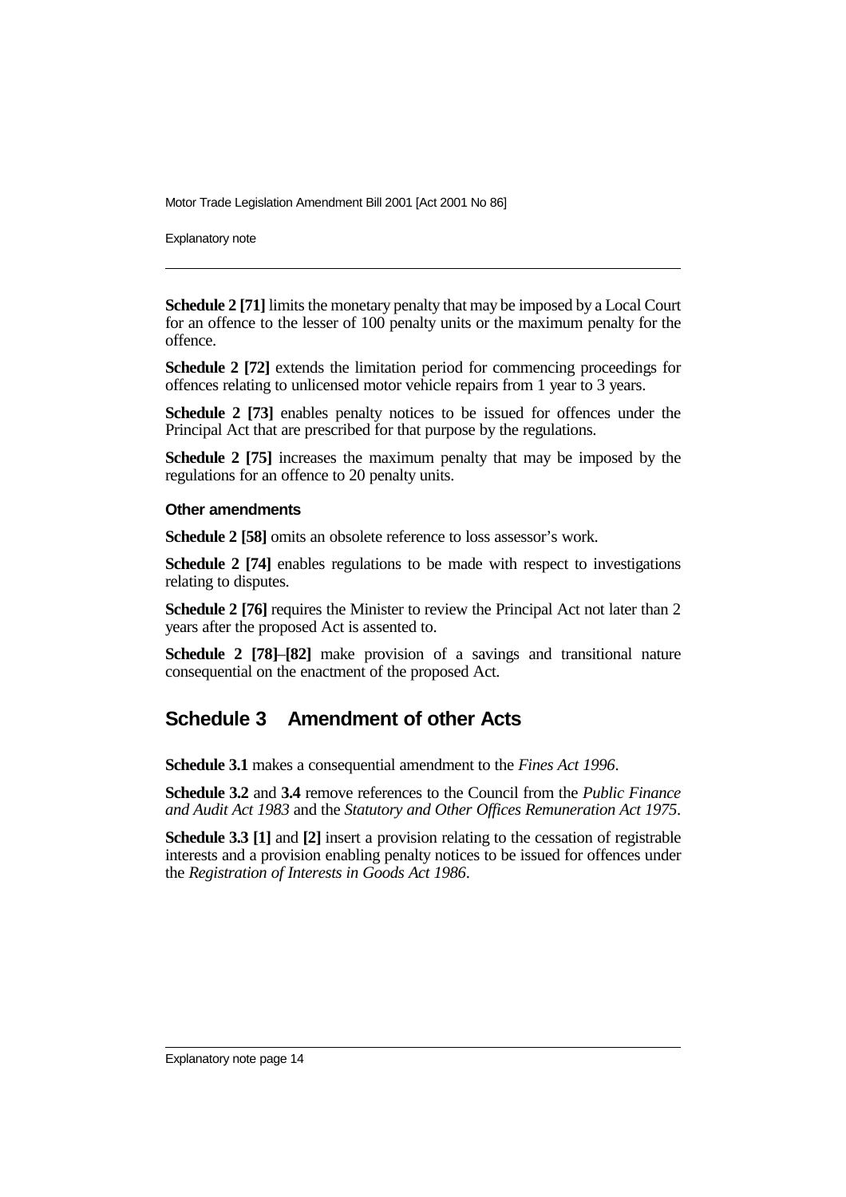**Schedule 2 [71]** limits the monetary penalty that may be imposed by a Local Court for an offence to the lesser of 100 penalty units or the maximum penalty for the offence.

**Schedule 2 [72]** extends the limitation period for commencing proceedings for offences relating to unlicensed motor vehicle repairs from 1 year to 3 years.

**Schedule 2 [73]** enables penalty notices to be issued for offences under the Principal Act that are prescribed for that purpose by the regulations.

**Schedule 2 [75]** increases the maximum penalty that may be imposed by the regulations for an offence to 20 penalty units.

#### Other amendments

**Schedule 2 [58]** omits an obsolete reference to loss assessor's work.

**Schedule 2 [74]** enables regulations to be made with respect to investigations relating to disputes.

**Schedule 2 [76]** requires the Minister to review the Principal Act not later than 2 years after the proposed Act is assented to.

**Schedule 2 [78]–[82]** make provision of a savings and transitional nature consequential on the enactment of the proposed Act.

## Schedule 3 Amendment of other Acts

**Schedule 3.1** makes a consequential amendment to the *Fines Act 1996*.

**Schedule 3.2** and **3.4** remove references to the Council from the *Public Finance and Audit Act 1983* and the *Statutory and Other Offices Remuneration Act 1975*.

**Schedule 3.3 [1]** and **[2]** insert a provision relating to the cessation of registrable interests and a provision enabling penalty notices to be issued for offences under the *Registration of Interests in Goods Act 1986*.